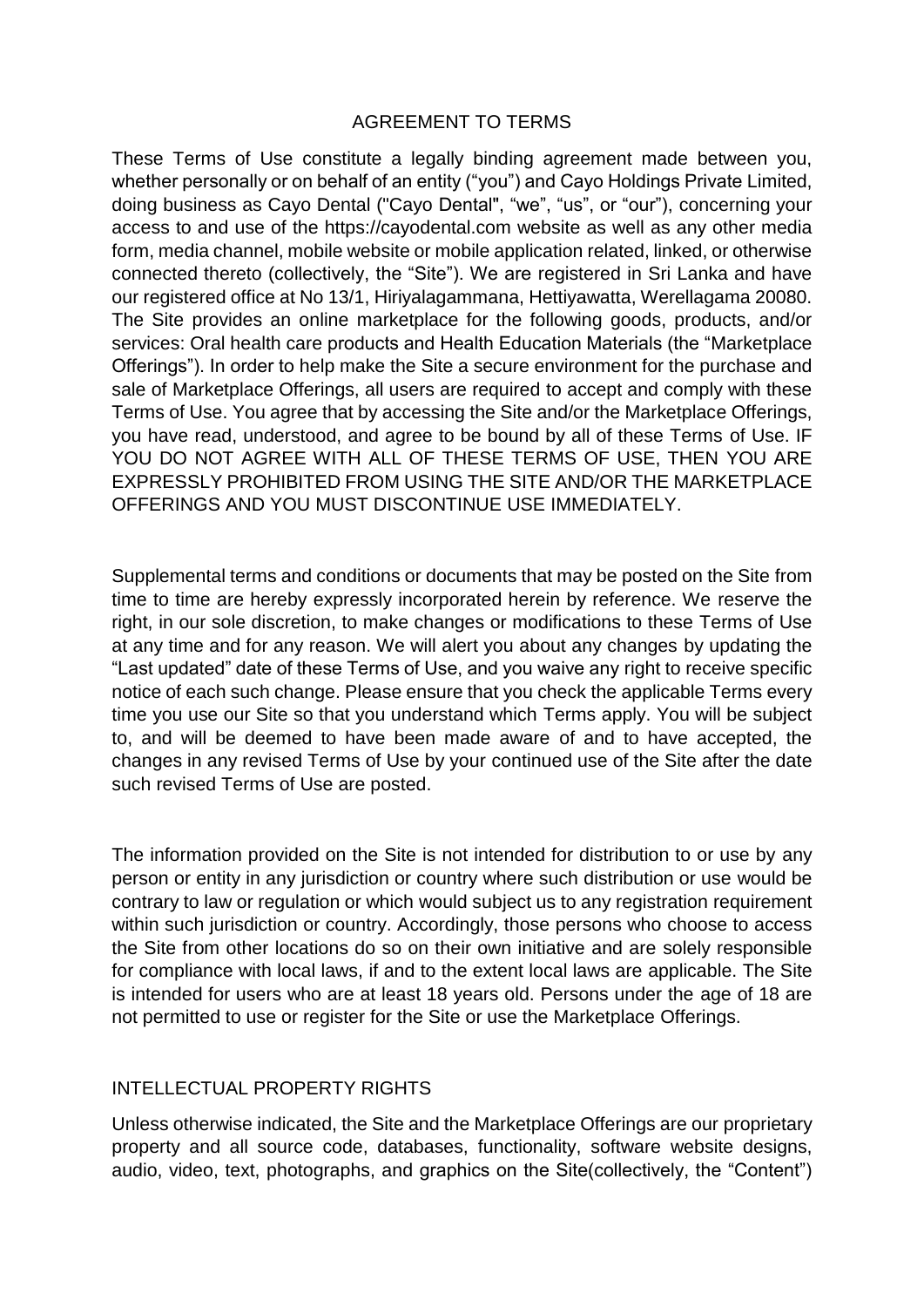## AGREEMENT TO TERMS

These Terms of Use constitute a legally binding agreement made between you, whether personally or on behalf of an entity ("you") and Cayo Holdings Private Limited, doing business as Cayo Dental ("Cayo Dental", "we", "us", or "our"), concerning your access to and use of the https://cayodental.com website as well as any other media form, media channel, mobile website or mobile application related, linked, or otherwise connected thereto (collectively, the "Site"). We are registered in Sri Lanka and have our registered office at No 13/1, Hiriyalagammana, Hettiyawatta, Werellagama 20080. The Site provides an online marketplace for the following goods, products, and/or services: Oral health care products and Health Education Materials (the "Marketplace Offerings"). In order to help make the Site a secure environment for the purchase and sale of Marketplace Offerings, all users are required to accept and comply with these Terms of Use. You agree that by accessing the Site and/or the Marketplace Offerings, you have read, understood, and agree to be bound by all of these Terms of Use. IF YOU DO NOT AGREE WITH ALL OF THESE TERMS OF USE, THEN YOU ARE EXPRESSLY PROHIBITED FROM USING THE SITE AND/OR THE MARKETPLACE OFFERINGS AND YOU MUST DISCONTINUE USE IMMEDIATELY.

Supplemental terms and conditions or documents that may be posted on the Site from time to time are hereby expressly incorporated herein by reference. We reserve the right, in our sole discretion, to make changes or modifications to these Terms of Use at any time and for any reason. We will alert you about any changes by updating the "Last updated" date of these Terms of Use, and you waive any right to receive specific notice of each such change. Please ensure that you check the applicable Terms every time you use our Site so that you understand which Terms apply. You will be subject to, and will be deemed to have been made aware of and to have accepted, the changes in any revised Terms of Use by your continued use of the Site after the date such revised Terms of Use are posted.

The information provided on the Site is not intended for distribution to or use by any person or entity in any jurisdiction or country where such distribution or use would be contrary to law or regulation or which would subject us to any registration requirement within such jurisdiction or country. Accordingly, those persons who choose to access the Site from other locations do so on their own initiative and are solely responsible for compliance with local laws, if and to the extent local laws are applicable. The Site is intended for users who are at least 18 years old. Persons under the age of 18 are not permitted to use or register for the Site or use the Marketplace Offerings.

## INTELLECTUAL PROPERTY RIGHTS

Unless otherwise indicated, the Site and the Marketplace Offerings are our proprietary property and all source code, databases, functionality, software website designs, audio, video, text, photographs, and graphics on the Site(collectively, the "Content")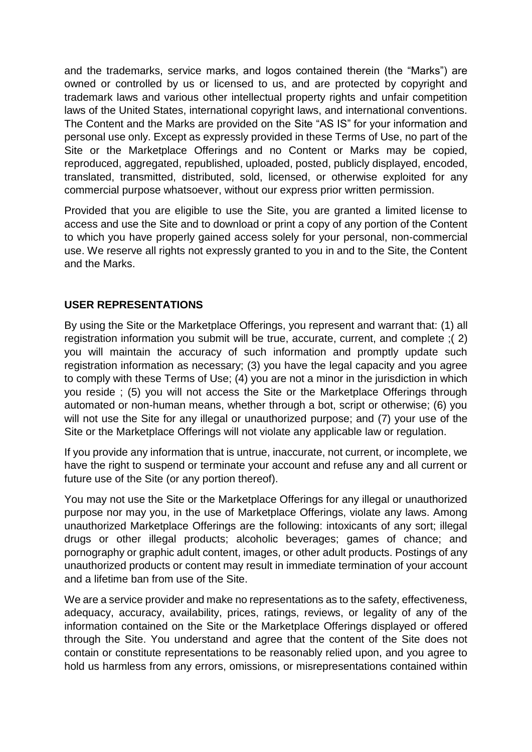and the trademarks, service marks, and logos contained therein (the "Marks") are owned or controlled by us or licensed to us, and are protected by copyright and trademark laws and various other intellectual property rights and unfair competition laws of the United States, international copyright laws, and international conventions. The Content and the Marks are provided on the Site "AS IS" for your information and personal use only. Except as expressly provided in these Terms of Use, no part of the Site or the Marketplace Offerings and no Content or Marks may be copied, reproduced, aggregated, republished, uploaded, posted, publicly displayed, encoded, translated, transmitted, distributed, sold, licensed, or otherwise exploited for any commercial purpose whatsoever, without our express prior written permission.

Provided that you are eligible to use the Site, you are granted a limited license to access and use the Site and to download or print a copy of any portion of the Content to which you have properly gained access solely for your personal, non-commercial use. We reserve all rights not expressly granted to you in and to the Site, the Content and the Marks.

## USER REPRESENTATIONS

By using the Site or the Marketplace Offerings, you represent and warrant that: (1) all registration information you submit will be true, accurate, current, and complete ;( 2) you will maintain the accuracy of such information and promptly update such registration information as necessary; (3) you have the legal capacity and you agree to comply with these Terms of Use; (4) you are not a minor in the jurisdiction in which you reside ; (5) you will not access the Site or the Marketplace Offerings through automated or non-human means, whether through a bot, script or otherwise; (6) you will not use the Site for any illegal or unauthorized purpose; and (7) your use of the Site or the Marketplace Offerings will not violate any applicable law or regulation.

If you provide any information that is untrue, inaccurate, not current, or incomplete, we have the right to suspend or terminate your account and refuse any and all current or future use of the Site (or any portion thereof).

You may not use the Site or the Marketplace Offerings for any illegal or unauthorized purpose nor may you, in the use of Marketplace Offerings, violate any laws. Among unauthorized Marketplace Offerings are the following: intoxicants of any sort; illegal drugs or other illegal products; alcoholic beverages; games of chance; and pornography or graphic adult content, images, or other adult products. Postings of any unauthorized products or content may result in immediate termination of your account and a lifetime ban from use of the Site.

We are a service provider and make no representations as to the safety, effectiveness, adequacy, accuracy, availability, prices, ratings, reviews, or legality of any of the information contained on the Site or the Marketplace Offerings displayed or offered through the Site. You understand and agree that the content of the Site does not contain or constitute representations to be reasonably relied upon, and you agree to hold us harmless from any errors, omissions, or misrepresentations contained within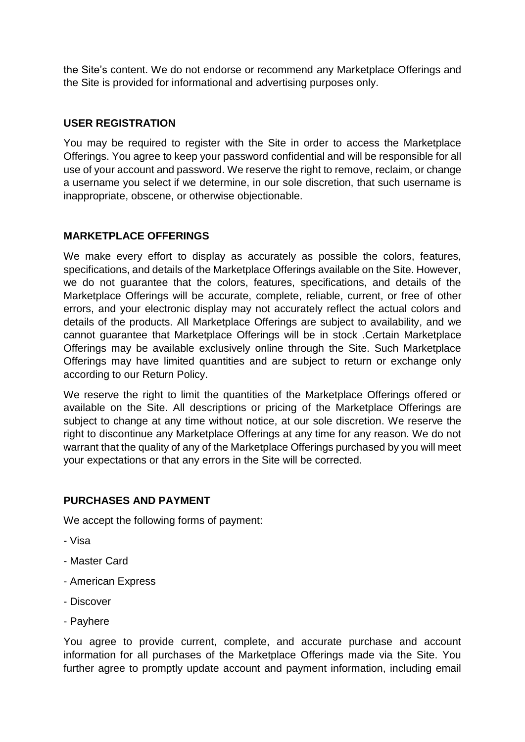the Site's content. We do not endorse or recommend any Marketplace Offerings and the Site is provided for informational and advertising purposes only.

**USER REGISTRATION**

You may be required to register with the Site in order to access the Marketplace Offerings. You agree to keep your password confidential and will be responsible for all use of your account and password. We reserve the right to remove, reclaim, or change a username you select if we determine, in our sole discretion, that such username is inappropriate, obscene, or otherwise objectionable.

**MARKETPLACE OFFERINGS**

We make every effort to display as accurately as possible the colors, features, specifications, and details of the Marketplace Offerings available on the Site. However, we do not guarantee that the colors, features, specifications, and details of the Marketplace Offerings will be accurate, complete, reliable, current, or free of other errors, and your electronic display may not accurately reflect the actual colors and details of the products. All Marketplace Offerings are subject to availability, and we cannot guarantee that Marketplace Offerings will be in stock .Certain Marketplace Offerings may be available exclusively online through the Site. Such Marketplace Offerings may have limited quantities and are subject to return or exchange only according to our Return Policy.

We reserve the right to limit the quantities of the Marketplace Offerings offered or available on the Site. All descriptions or pricing of the Marketplace Offerings are subject to change at any time without notice, at our sole discretion. We reserve the right to discontinue any Marketplace Offerings at any time for any reason. We do not warrant that the quality of any of the Marketplace Offerings purchased by you will meet your expectations or that any errors in the Site will be corrected.

**PURCHASES AND PAYMENT**

We accept the following forms of payment:

- Visa
- Master Card
- American Express
- Discover
- Payhere

You agree to provide current, complete, and accurate purchase and account information for all purchases of the Marketplace Offerings made via the Site. You further agree to promptly update account and payment information, including email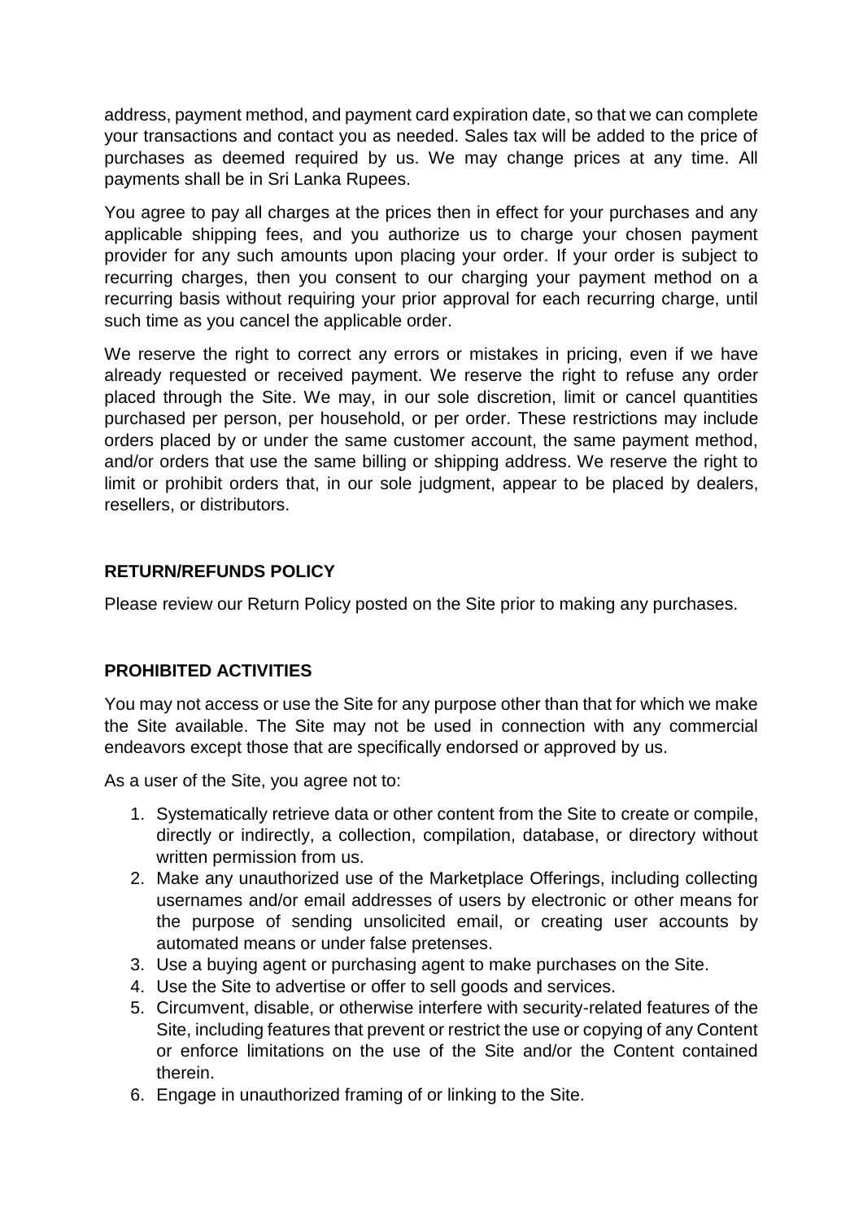address, payment method, and payment card expiration date, so that we can complete your transactions and contact you as needed. Sales tax will be added to the price of purchases as deemed required by us. We may change prices at any time. All payments shall be in Sri Lanka Rupees.

You agree to pay all charges at the prices then in effect for your purchases and any applicable shipping fees, and you authorize us to charge your chosen payment provider for any such amounts upon placing your order. If your order is subject to recurring charges, then you consent to our charging your payment method on a recurring basis without requiring your prior approval for each recurring charge, until such time as you cancel the applicable order.

We reserve the right to correct any errors or mistakes in pricing, even if we have already requested or received payment. We reserve the right to refuse any order placed through the Site. We may, in our sole discretion, limit or cancel quantities purchased per person, per household, or per order. These restrictions may include orders placed by or under the same customer account, the same payment method, and/or orders that use the same billing or shipping address. We reserve the right to limit or prohibit orders that, in our sole judgment, appear to be placed by dealers, resellers, or distributors.

**RETURN/REFUNDS POLICY**

Please review our Return Policy posted on the Site prior to making any purchases.

**PROHIBITED ACTIVITIES**

You may not access or use the Site for any purpose other than that for which we make the Site available. The Site may not be used in connection with any commercial endeavors except those that are specifically endorsed or approved by us.

As a user of the Site, you agree not to:

1. Systematically retrieve data or other content from the Site to create or compile, directly or indirectly, a collection, compilation, database, or directory without written permission from us.
2. Make any unauthorized use of the Marketplace Offerings, including collecting usernames and/or email addresses of users by electronic or other means for the purpose of sending unsolicited email, or creating user accounts by automated means or under false pretenses.
3. Use a buying agent or purchasing agent to make purchases on the Site.
4. Use the Site to advertise or offer to sell goods and services.
5. Circumvent, disable, or otherwise interfere with security-related features of the Site, including features that prevent or restrict the use or copying of any Content or enforce limitations on the use of the Site and/or the Content contained therein.
6. Engage in unauthorized framing of or linking to the Site.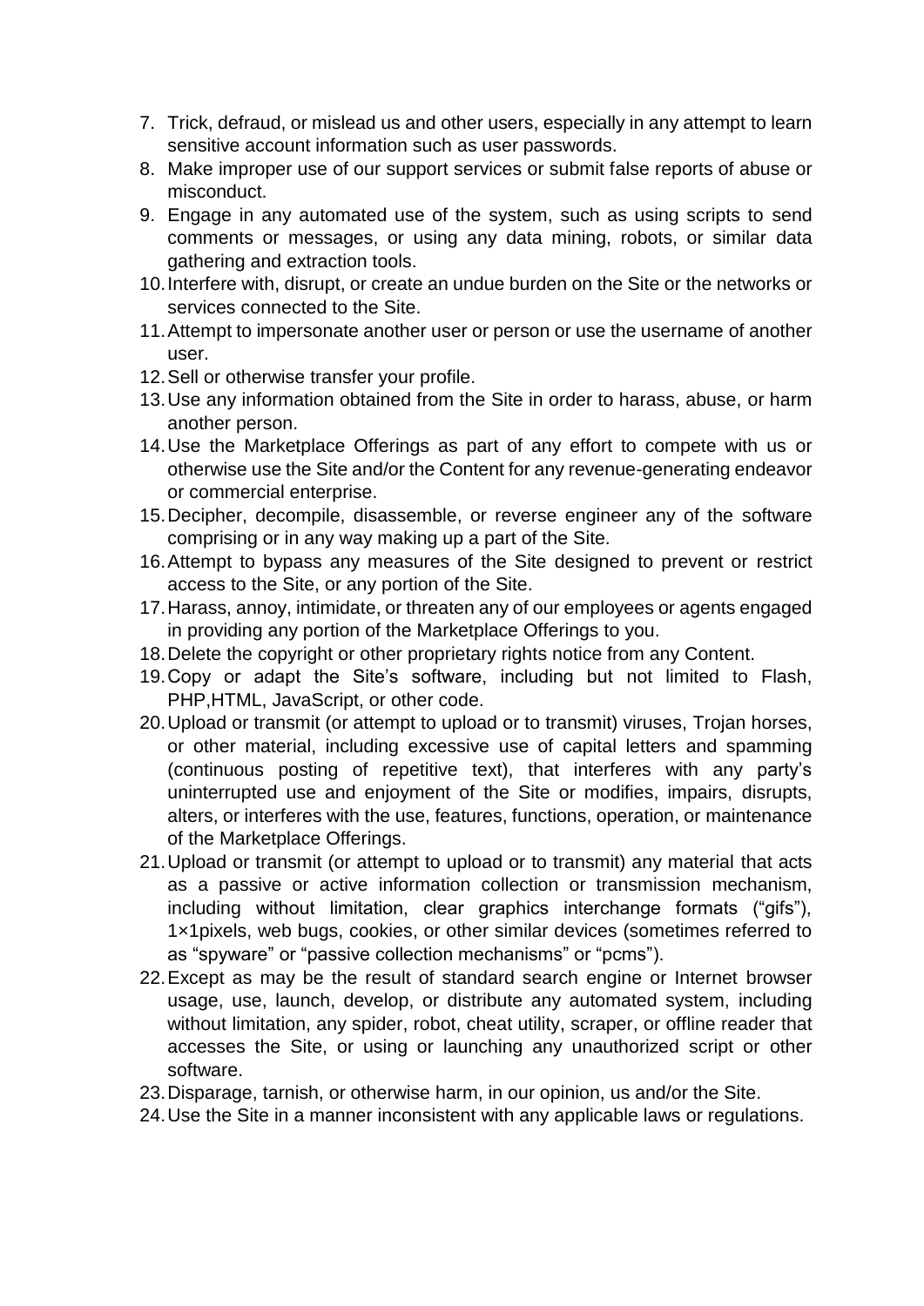7. Trick, defraud, or mislead us and other users, especially in any attempt to learn sensitive account information such as user passwords.
8. Make improper use of our support services or submit false reports of abuse or misconduct.
9. Engage in any automated use of the system, such as using scripts to send comments or messages, or using any data mining, robots, or similar data gathering and extraction tools.
10. Interfere with, disrupt, or create an undue burden on the Site or the networks or services connected to the Site.
11. Attempt to impersonate another user or person or use the username of another user.
12. Sell or otherwise transfer your profile.
13. Use any information obtained from the Site in order to harass, abuse, or harm another person.
14. Use the Marketplace Offerings as part of any effort to compete with us or otherwise use the Site and/or the Content for any revenue-generating endeavor or commercial enterprise.
15. Decipher, decompile, disassemble, or reverse engineer any of the software comprising or in any way making up a part of the Site.
16. Attempt to bypass any measures of the Site designed to prevent or restrict access to the Site, or any portion of the Site.
17. Harass, annoy, intimidate, or threaten any of our employees or agents engaged in providing any portion of the Marketplace Offerings to you.
18. Delete the copyright or other proprietary rights notice from any Content.
19. Copy or adapt the Site's software, including but not limited to Flash, PHP,HTML, JavaScript, or other code.
20. Upload or transmit (or attempt to upload or to transmit) viruses, Trojan horses, or other material, including excessive use of capital letters and spamming (continuous posting of repetitive text), that interferes with any party's uninterrupted use and enjoyment of the Site or modifies, impairs, disrupts, alters, or interferes with the use, features, functions, operation, or maintenance of the Marketplace Offerings.
21. Upload or transmit (or attempt to upload or to transmit) any material that acts as a passive or active information collection or transmission mechanism, including without limitation, clear graphics interchange formats ("gifs"), 1×1pixels, web bugs, cookies, or other similar devices (sometimes referred to as "spyware" or "passive collection mechanisms" or "pcms").
22. Except as may be the result of standard search engine or Internet browser usage, use, launch, develop, or distribute any automated system, including without limitation, any spider, robot, cheat utility, scraper, or offline reader that accesses the Site, or using or launching any unauthorized script or other software.
23. Disparage, tarnish, or otherwise harm, in our opinion, us and/or the Site.
24. Use the Site in a manner inconsistent with any applicable laws or regulations.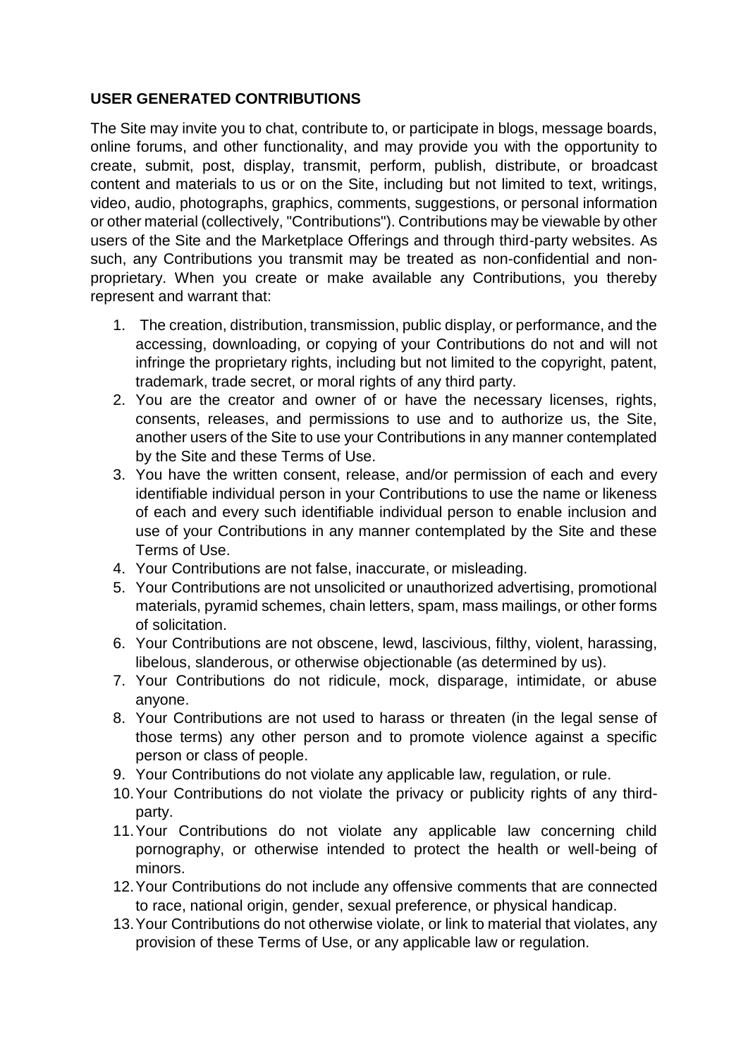## USER GENERATED CONTRIBUTIONS

The Site may invite you to chat, contribute to, or participate in blogs, message boards, online forums, and other functionality, and may provide you with the opportunity to create, submit, post, display, transmit, perform, publish, distribute, or broadcast content and materials to us or on the Site, including but not limited to text, writings, video, audio, photographs, graphics, comments, suggestions, or personal information or other material (collectively, "Contributions"). Contributions may be viewable by other users of the Site and the Marketplace Offerings and through third-party websites. As such, any Contributions you transmit may be treated as non-confidential and non-proprietary. When you create or make available any Contributions, you thereby represent and warrant that:

1. The creation, distribution, transmission, public display, or performance, and the accessing, downloading, or copying of your Contributions do not and will not infringe the proprietary rights, including but not limited to the copyright, patent, trademark, trade secret, or moral rights of any third party.
2. You are the creator and owner of or have the necessary licenses, rights, consents, releases, and permissions to use and to authorize us, the Site, another users of the Site to use your Contributions in any manner contemplated by the Site and these Terms of Use.
3. You have the written consent, release, and/or permission of each and every identifiable individual person in your Contributions to use the name or likeness of each and every such identifiable individual person to enable inclusion and use of your Contributions in any manner contemplated by the Site and these Terms of Use.
4. Your Contributions are not false, inaccurate, or misleading.
5. Your Contributions are not unsolicited or unauthorized advertising, promotional materials, pyramid schemes, chain letters, spam, mass mailings, or other forms of solicitation.
6. Your Contributions are not obscene, lewd, lascivious, filthy, violent, harassing, libelous, slanderous, or otherwise objectionable (as determined by us).
7. Your Contributions do not ridicule, mock, disparage, intimidate, or abuse anyone.
8. Your Contributions are not used to harass or threaten (in the legal sense of those terms) any other person and to promote violence against a specific person or class of people.
9. Your Contributions do not violate any applicable law, regulation, or rule.
10. Your Contributions do not violate the privacy or publicity rights of any third-party.
11. Your Contributions do not violate any applicable law concerning child pornography, or otherwise intended to protect the health or well-being of minors.
12. Your Contributions do not include any offensive comments that are connected to race, national origin, gender, sexual preference, or physical handicap.
13. Your Contributions do not otherwise violate, or link to material that violates, any provision of these Terms of Use, or any applicable law or regulation.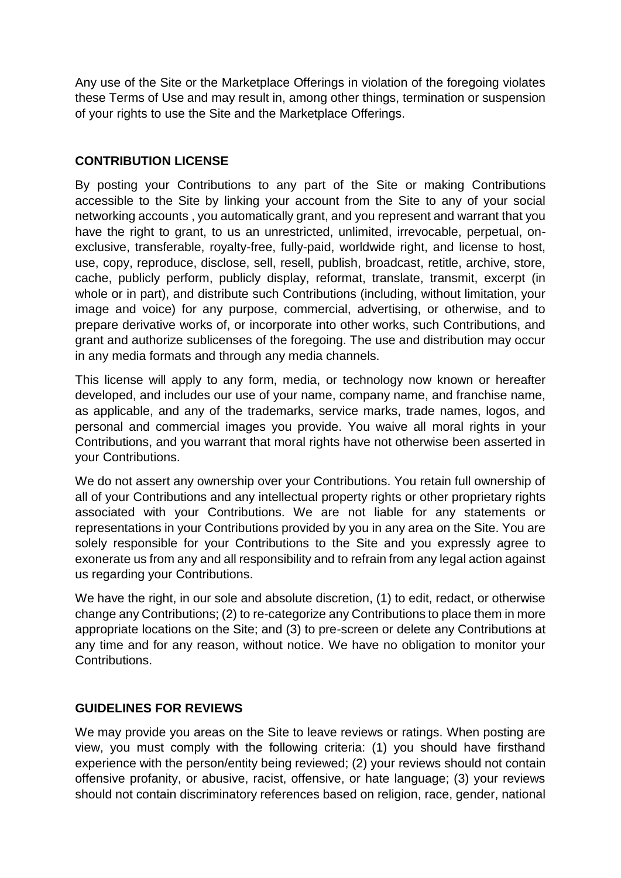Any use of the Site or the Marketplace Offerings in violation of the foregoing violates these Terms of Use and may result in, among other things, termination or suspension of your rights to use the Site and the Marketplace Offerings.

## CONTRIBUTION LICENSE

By posting your Contributions to any part of the Site or making Contributions accessible to the Site by linking your account from the Site to any of your social networking accounts , you automatically grant, and you represent and warrant that you have the right to grant, to us an unrestricted, unlimited, irrevocable, perpetual, on-exclusive, transferable, royalty-free, fully-paid, worldwide right, and license to host, use, copy, reproduce, disclose, sell, resell, publish, broadcast, retitle, archive, store, cache, publicly perform, publicly display, reformat, translate, transmit, excerpt (in whole or in part), and distribute such Contributions (including, without limitation, your image and voice) for any purpose, commercial, advertising, or otherwise, and to prepare derivative works of, or incorporate into other works, such Contributions, and grant and authorize sublicenses of the foregoing. The use and distribution may occur in any media formats and through any media channels.

This license will apply to any form, media, or technology now known or hereafter developed, and includes our use of your name, company name, and franchise name, as applicable, and any of the trademarks, service marks, trade names, logos, and personal and commercial images you provide. You waive all moral rights in your Contributions, and you warrant that moral rights have not otherwise been asserted in your Contributions.

We do not assert any ownership over your Contributions. You retain full ownership of all of your Contributions and any intellectual property rights or other proprietary rights associated with your Contributions. We are not liable for any statements or representations in your Contributions provided by you in any area on the Site. You are solely responsible for your Contributions to the Site and you expressly agree to exonerate us from any and all responsibility and to refrain from any legal action against us regarding your Contributions.

We have the right, in our sole and absolute discretion, (1) to edit, redact, or otherwise change any Contributions; (2) to re-categorize any Contributions to place them in more appropriate locations on the Site; and (3) to pre-screen or delete any Contributions at any time and for any reason, without notice. We have no obligation to monitor your Contributions.

## GUIDELINES FOR REVIEWS

We may provide you areas on the Site to leave reviews or ratings. When posting are view, you must comply with the following criteria: (1) you should have firsthand experience with the person/entity being reviewed; (2) your reviews should not contain offensive profanity, or abusive, racist, offensive, or hate language; (3) your reviews should not contain discriminatory references based on religion, race, gender, national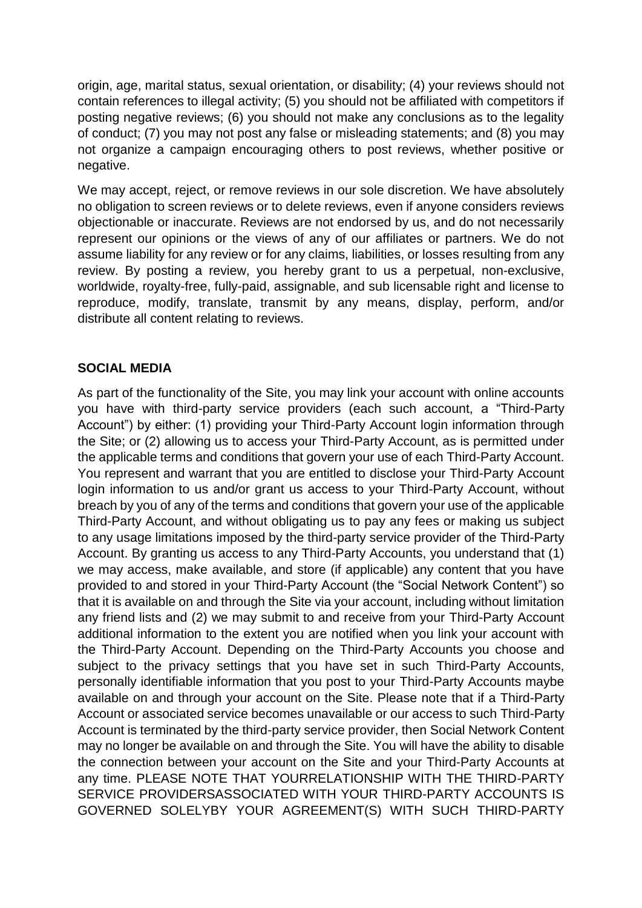origin, age, marital status, sexual orientation, or disability; (4) your reviews should not contain references to illegal activity; (5) you should not be affiliated with competitors if posting negative reviews; (6) you should not make any conclusions as to the legality of conduct; (7) you may not post any false or misleading statements; and (8) you may not organize a campaign encouraging others to post reviews, whether positive or negative.

We may accept, reject, or remove reviews in our sole discretion. We have absolutely no obligation to screen reviews or to delete reviews, even if anyone considers reviews objectionable or inaccurate. Reviews are not endorsed by us, and do not necessarily represent our opinions or the views of any of our affiliates or partners. We do not assume liability for any review or for any claims, liabilities, or losses resulting from any review. By posting a review, you hereby grant to us a perpetual, non-exclusive, worldwide, royalty-free, fully-paid, assignable, and sub licensable right and license to reproduce, modify, translate, transmit by any means, display, perform, and/or distribute all content relating to reviews.

**SOCIAL MEDIA**

As part of the functionality of the Site, you may link your account with online accounts you have with third-party service providers (each such account, a "Third-Party Account") by either: (1) providing your Third-Party Account login information through the Site; or (2) allowing us to access your Third-Party Account, as is permitted under the applicable terms and conditions that govern your use of each Third-Party Account. You represent and warrant that you are entitled to disclose your Third-Party Account login information to us and/or grant us access to your Third-Party Account, without breach by you of any of the terms and conditions that govern your use of the applicable Third-Party Account, and without obligating us to pay any fees or making us subject to any usage limitations imposed by the third-party service provider of the Third-Party Account. By granting us access to any Third-Party Accounts, you understand that (1) we may access, make available, and store (if applicable) any content that you have provided to and stored in your Third-Party Account (the "Social Network Content") so that it is available on and through the Site via your account, including without limitation any friend lists and (2) we may submit to and receive from your Third-Party Account additional information to the extent you are notified when you link your account with the Third-Party Account. Depending on the Third-Party Accounts you choose and subject to the privacy settings that you have set in such Third-Party Accounts, personally identifiable information that you post to your Third-Party Accounts maybe available on and through your account on the Site. Please note that if a Third-Party Account or associated service becomes unavailable or our access to such Third-Party Account is terminated by the third-party service provider, then Social Network Content may no longer be available on and through the Site. You will have the ability to disable the connection between your account on the Site and your Third-Party Accounts at any time. PLEASE NOTE THAT YOURRELATIONSHIP WITH THE THIRD-PARTY SERVICE PROVIDERSASSOCIATED WITH YOUR THIRD-PARTY ACCOUNTS IS GOVERNED SOLELYBY YOUR AGREEMENT(S) WITH SUCH THIRD-PARTY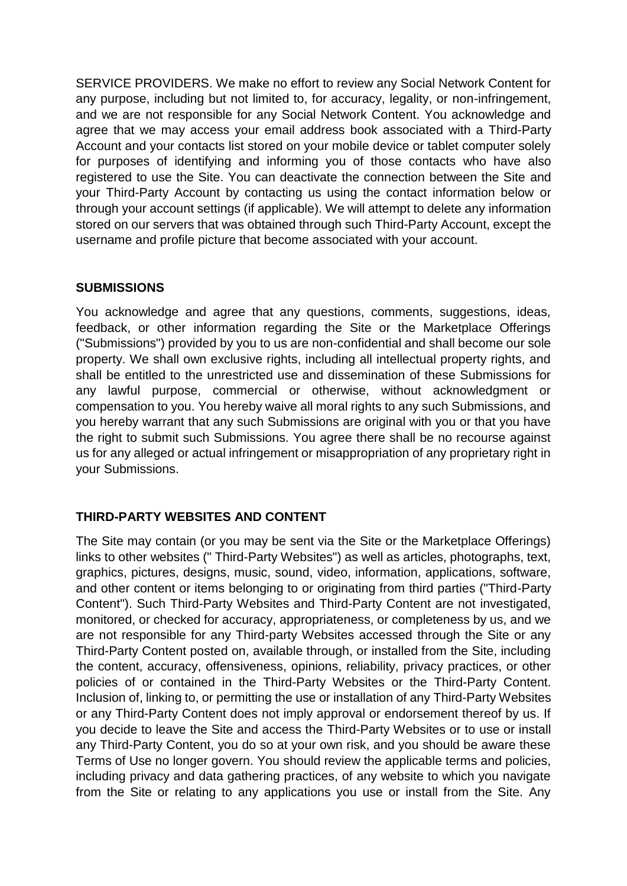SERVICE PROVIDERS. We make no effort to review any Social Network Content for any purpose, including but not limited to, for accuracy, legality, or non-infringement, and we are not responsible for any Social Network Content. You acknowledge and agree that we may access your email address book associated with a Third-Party Account and your contacts list stored on your mobile device or tablet computer solely for purposes of identifying and informing you of those contacts who have also registered to use the Site. You can deactivate the connection between the Site and your Third-Party Account by contacting us using the contact information below or through your account settings (if applicable). We will attempt to delete any information stored on our servers that was obtained through such Third-Party Account, except the username and profile picture that become associated with your account.

## SUBMISSIONS

You acknowledge and agree that any questions, comments, suggestions, ideas, feedback, or other information regarding the Site or the Marketplace Offerings ("Submissions") provided by you to us are non-confidential and shall become our sole property. We shall own exclusive rights, including all intellectual property rights, and shall be entitled to the unrestricted use and dissemination of these Submissions for any lawful purpose, commercial or otherwise, without acknowledgment or compensation to you. You hereby waive all moral rights to any such Submissions, and you hereby warrant that any such Submissions are original with you or that you have the right to submit such Submissions. You agree there shall be no recourse against us for any alleged or actual infringement or misappropriation of any proprietary right in your Submissions.

## THIRD-PARTY WEBSITES AND CONTENT

The Site may contain (or you may be sent via the Site or the Marketplace Offerings) links to other websites (" Third-Party Websites") as well as articles, photographs, text, graphics, pictures, designs, music, sound, video, information, applications, software, and other content or items belonging to or originating from third parties ("Third-Party Content"). Such Third-Party Websites and Third-Party Content are not investigated, monitored, or checked for accuracy, appropriateness, or completeness by us, and we are not responsible for any Third-party Websites accessed through the Site or any Third-Party Content posted on, available through, or installed from the Site, including the content, accuracy, offensiveness, opinions, reliability, privacy practices, or other policies of or contained in the Third-Party Websites or the Third-Party Content. Inclusion of, linking to, or permitting the use or installation of any Third-Party Websites or any Third-Party Content does not imply approval or endorsement thereof by us. If you decide to leave the Site and access the Third-Party Websites or to use or install any Third-Party Content, you do so at your own risk, and you should be aware these Terms of Use no longer govern. You should review the applicable terms and policies, including privacy and data gathering practices, of any website to which you navigate from the Site or relating to any applications you use or install from the Site. Any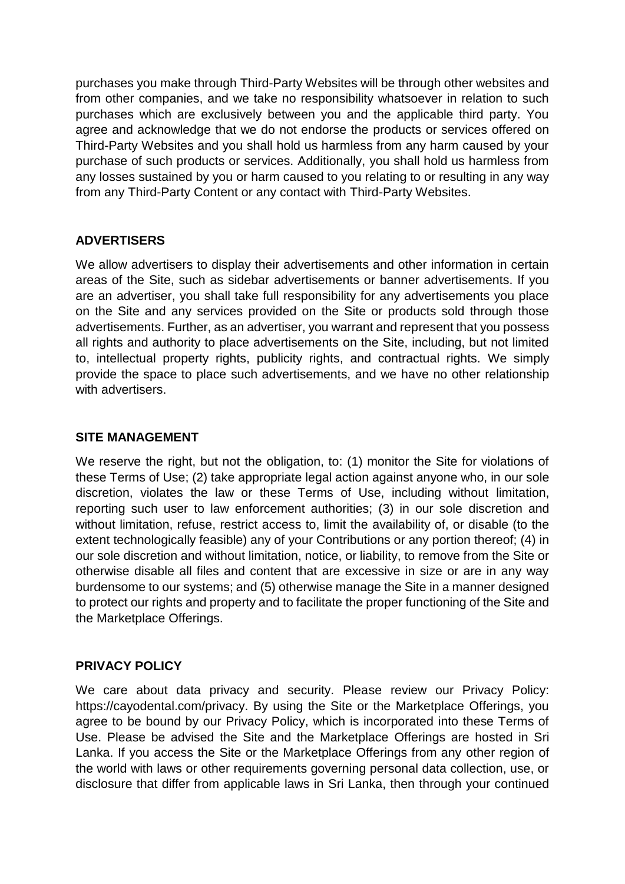purchases you make through Third-Party Websites will be through other websites and from other companies, and we take no responsibility whatsoever in relation to such purchases which are exclusively between you and the applicable third party. You agree and acknowledge that we do not endorse the products or services offered on Third-Party Websites and you shall hold us harmless from any harm caused by your purchase of such products or services. Additionally, you shall hold us harmless from any losses sustained by you or harm caused to you relating to or resulting in any way from any Third-Party Content or any contact with Third-Party Websites.

## ADVERTISERS

We allow advertisers to display their advertisements and other information in certain areas of the Site, such as sidebar advertisements or banner advertisements. If you are an advertiser, you shall take full responsibility for any advertisements you place on the Site and any services provided on the Site or products sold through those advertisements. Further, as an advertiser, you warrant and represent that you possess all rights and authority to place advertisements on the Site, including, but not limited to, intellectual property rights, publicity rights, and contractual rights. We simply provide the space to place such advertisements, and we have no other relationship with advertisers.

## SITE MANAGEMENT

We reserve the right, but not the obligation, to: (1) monitor the Site for violations of these Terms of Use; (2) take appropriate legal action against anyone who, in our sole discretion, violates the law or these Terms of Use, including without limitation, reporting such user to law enforcement authorities; (3) in our sole discretion and without limitation, refuse, restrict access to, limit the availability of, or disable (to the extent technologically feasible) any of your Contributions or any portion thereof; (4) in our sole discretion and without limitation, notice, or liability, to remove from the Site or otherwise disable all files and content that are excessive in size or are in any way burdensome to our systems; and (5) otherwise manage the Site in a manner designed to protect our rights and property and to facilitate the proper functioning of the Site and the Marketplace Offerings.

## PRIVACY POLICY

We care about data privacy and security. Please review our Privacy Policy: https://cayodental.com/privacy. By using the Site or the Marketplace Offerings, you agree to be bound by our Privacy Policy, which is incorporated into these Terms of Use. Please be advised the Site and the Marketplace Offerings are hosted in Sri Lanka. If you access the Site or the Marketplace Offerings from any other region of the world with laws or other requirements governing personal data collection, use, or disclosure that differ from applicable laws in Sri Lanka, then through your continued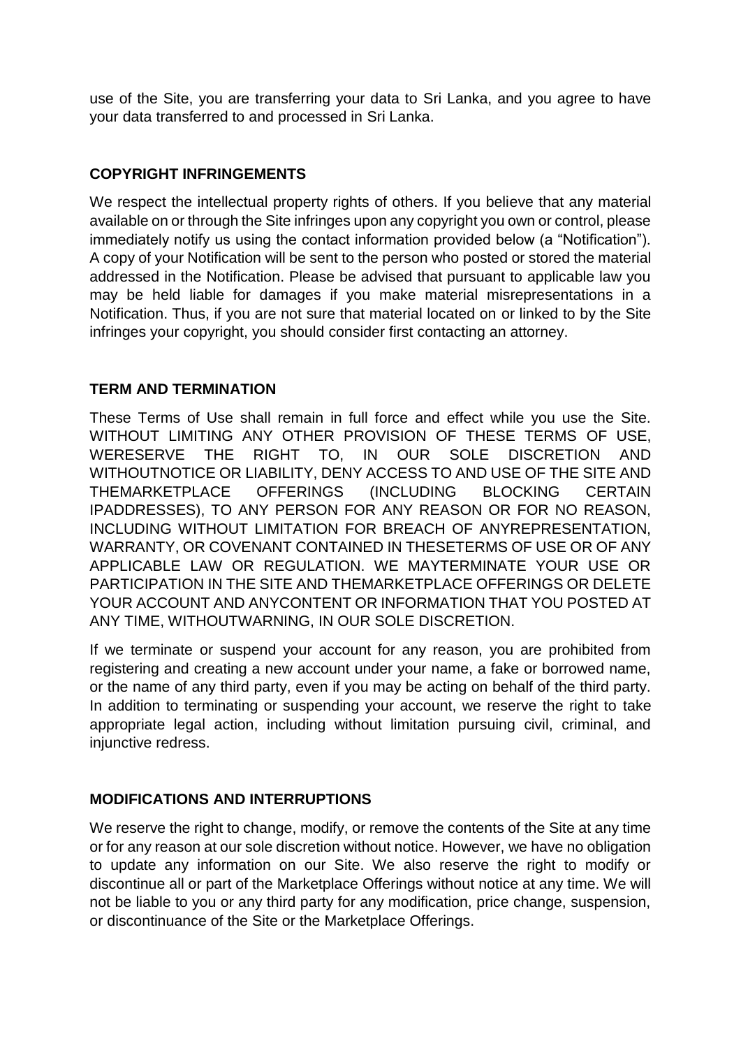use of the Site, you are transferring your data to Sri Lanka, and you agree to have your data transferred to and processed in Sri Lanka.

**COPYRIGHT INFRINGEMENTS**

We respect the intellectual property rights of others. If you believe that any material available on or through the Site infringes upon any copyright you own or control, please immediately notify us using the contact information provided below (a "Notification"). A copy of your Notification will be sent to the person who posted or stored the material addressed in the Notification. Please be advised that pursuant to applicable law you may be held liable for damages if you make material misrepresentations in a Notification. Thus, if you are not sure that material located on or linked to by the Site infringes your copyright, you should consider first contacting an attorney.

**TERM AND TERMINATION**

These Terms of Use shall remain in full force and effect while you use the Site. WITHOUT LIMITING ANY OTHER PROVISION OF THESE TERMS OF USE, WERESERVE THE RIGHT TO, IN OUR SOLE DISCRETION AND WITHOUTNOTICE OR LIABILITY, DENY ACCESS TO AND USE OF THE SITE AND THEMARKETPLACE OFFERINGS (INCLUDING BLOCKING CERTAIN IPADDRESSES), TO ANY PERSON FOR ANY REASON OR FOR NO REASON, INCLUDING WITHOUT LIMITATION FOR BREACH OF ANYREPRESENTATION, WARRANTY, OR COVENANT CONTAINED IN THESETERMS OF USE OR OF ANY APPLICABLE LAW OR REGULATION. WE MAYTERMINATE YOUR USE OR PARTICIPATION IN THE SITE AND THEMARKETPLACE OFFERINGS OR DELETE YOUR ACCOUNT AND ANYCONTENT OR INFORMATION THAT YOU POSTED AT ANY TIME, WITHOUTWARNING, IN OUR SOLE DISCRETION.

If we terminate or suspend your account for any reason, you are prohibited from registering and creating a new account under your name, a fake or borrowed name, or the name of any third party, even if you may be acting on behalf of the third party. In addition to terminating or suspending your account, we reserve the right to take appropriate legal action, including without limitation pursuing civil, criminal, and injunctive redress.

**MODIFICATIONS AND INTERRUPTIONS**

We reserve the right to change, modify, or remove the contents of the Site at any time or for any reason at our sole discretion without notice. However, we have no obligation to update any information on our Site. We also reserve the right to modify or discontinue all or part of the Marketplace Offerings without notice at any time. We will not be liable to you or any third party for any modification, price change, suspension, or discontinuance of the Site or the Marketplace Offerings.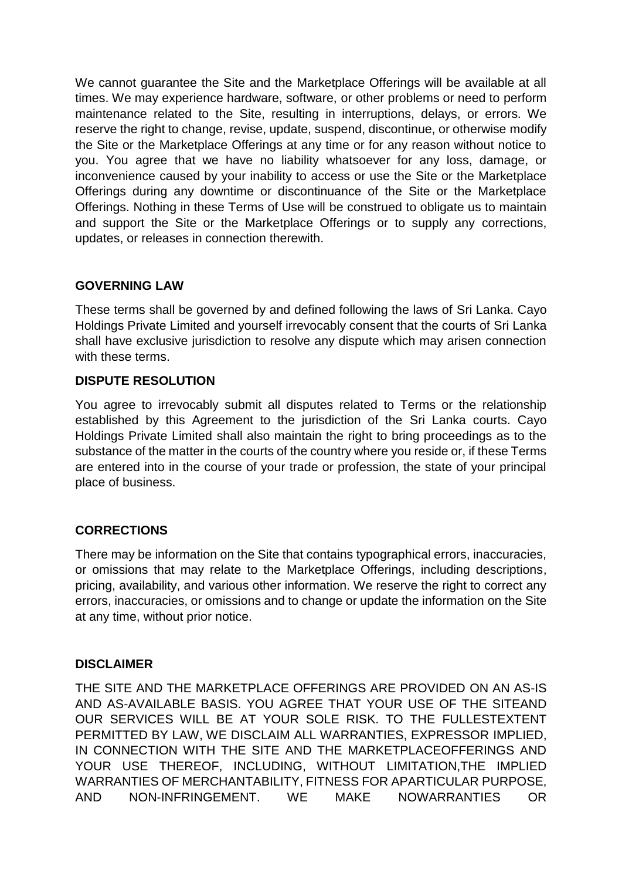We cannot guarantee the Site and the Marketplace Offerings will be available at all times. We may experience hardware, software, or other problems or need to perform maintenance related to the Site, resulting in interruptions, delays, or errors. We reserve the right to change, revise, update, suspend, discontinue, or otherwise modify the Site or the Marketplace Offerings at any time or for any reason without notice to you. You agree that we have no liability whatsoever for any loss, damage, or inconvenience caused by your inability to access or use the Site or the Marketplace Offerings during any downtime or discontinuance of the Site or the Marketplace Offerings. Nothing in these Terms of Use will be construed to obligate us to maintain and support the Site or the Marketplace Offerings or to supply any corrections, updates, or releases in connection therewith.

**GOVERNING LAW**

These terms shall be governed by and defined following the laws of Sri Lanka. Cayo Holdings Private Limited and yourself irrevocably consent that the courts of Sri Lanka shall have exclusive jurisdiction to resolve any dispute which may arisen connection with these terms.

**DISPUTE RESOLUTION**

You agree to irrevocably submit all disputes related to Terms or the relationship established by this Agreement to the jurisdiction of the Sri Lanka courts. Cayo Holdings Private Limited shall also maintain the right to bring proceedings as to the substance of the matter in the courts of the country where you reside or, if these Terms are entered into in the course of your trade or profession, the state of your principal place of business.

**CORRECTIONS**

There may be information on the Site that contains typographical errors, inaccuracies, or omissions that may relate to the Marketplace Offerings, including descriptions, pricing, availability, and various other information. We reserve the right to correct any errors, inaccuracies, or omissions and to change or update the information on the Site at any time, without prior notice.

**DISCLAIMER**

THE SITE AND THE MARKETPLACE OFFERINGS ARE PROVIDED ON AN AS-IS AND AS-AVAILABLE BASIS. YOU AGREE THAT YOUR USE OF THE SITEAND OUR SERVICES WILL BE AT YOUR SOLE RISK. TO THE FULLESTEXTENT PERMITTED BY LAW, WE DISCLAIM ALL WARRANTIES, EXPRESSOR IMPLIED, IN CONNECTION WITH THE SITE AND THE MARKETPLACEOFFERINGS AND YOUR USE THEREOF, INCLUDING, WITHOUT LIMITATION,THE IMPLIED WARRANTIES OF MERCHANTABILITY, FITNESS FOR APARTICULAR PURPOSE, AND NON-INFRINGEMENT. WE MAKE NOWARRANTIES OR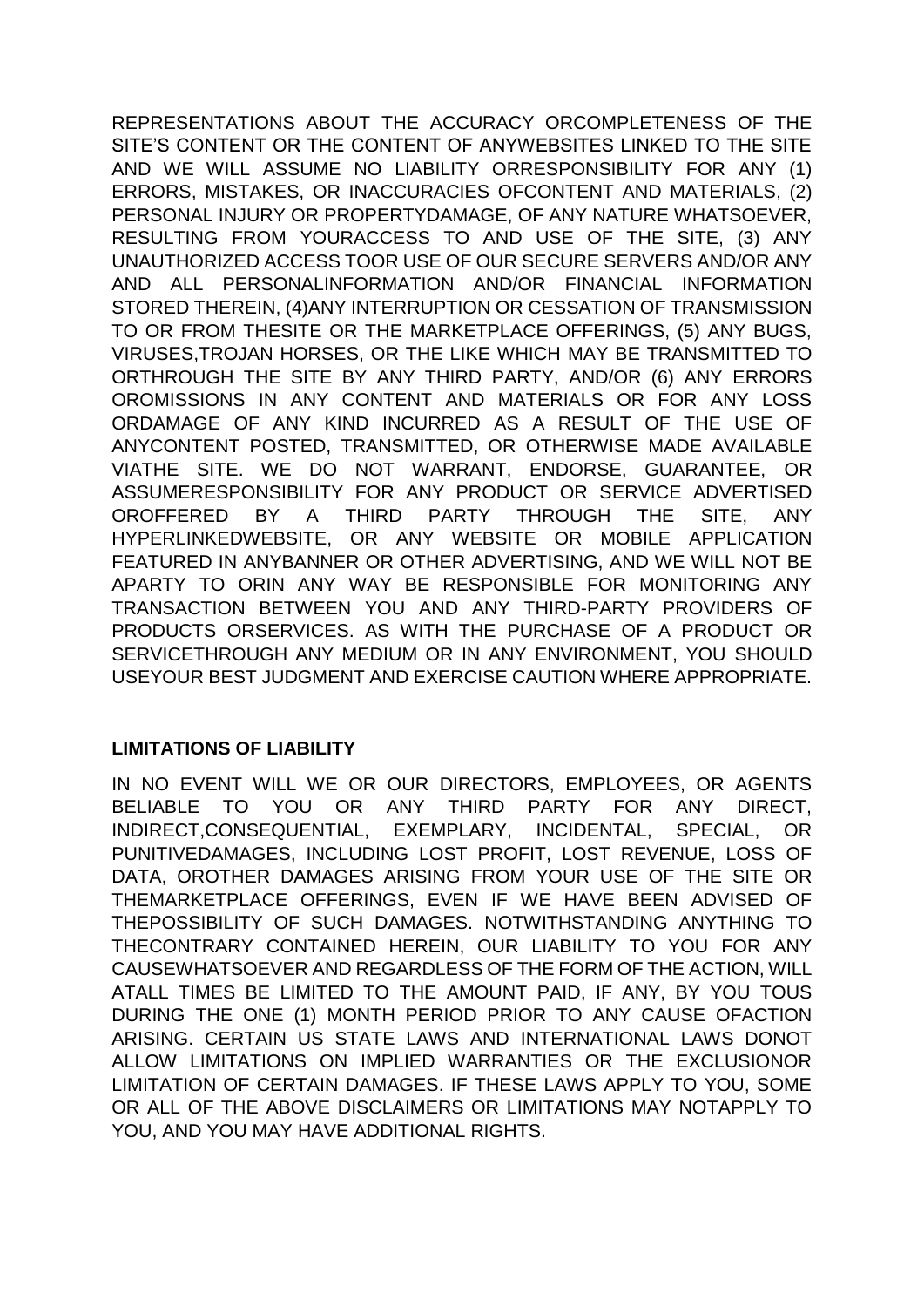REPRESENTATIONS ABOUT THE ACCURACY ORCOMPLETENESS OF THE SITE'S CONTENT OR THE CONTENT OF ANYWEBSITES LINKED TO THE SITE AND WE WILL ASSUME NO LIABILITY ORRESPONSIBILITY FOR ANY (1) ERRORS, MISTAKES, OR INACCURACIES OFCONTENT AND MATERIALS, (2) PERSONAL INJURY OR PROPERTYDAMAGE, OF ANY NATURE WHATSOEVER, RESULTING FROM YOURACCESS TO AND USE OF THE SITE, (3) ANY UNAUTHORIZED ACCESS TOOR USE OF OUR SECURE SERVERS AND/OR ANY AND ALL PERSONALINFORMATION AND/OR FINANCIAL INFORMATION STORED THEREIN, (4)ANY INTERRUPTION OR CESSATION OF TRANSMISSION TO OR FROM THESITE OR THE MARKETPLACE OFFERINGS, (5) ANY BUGS, VIRUSES,TROJAN HORSES, OR THE LIKE WHICH MAY BE TRANSMITTED TO ORTHROUGH THE SITE BY ANY THIRD PARTY, AND/OR (6) ANY ERRORS OROMISSIONS IN ANY CONTENT AND MATERIALS OR FOR ANY LOSS ORDAMAGE OF ANY KIND INCURRED AS A RESULT OF THE USE OF ANYCONTENT POSTED, TRANSMITTED, OR OTHERWISE MADE AVAILABLE VIATHE SITE. WE DO NOT WARRANT, ENDORSE, GUARANTEE, OR ASSUMERESPONSIBILITY FOR ANY PRODUCT OR SERVICE ADVERTISED OROFFERED BY A THIRD PARTY THROUGH THE SITE, ANY HYPERLINKEDWEBSITE, OR ANY WEBSITE OR MOBILE APPLICATION FEATURED IN ANYBANNER OR OTHER ADVERTISING, AND WE WILL NOT BE APARTY TO ORIN ANY WAY BE RESPONSIBLE FOR MONITORING ANY TRANSACTION BETWEEN YOU AND ANY THIRD-PARTY PROVIDERS OF PRODUCTS ORSERVICES. AS WITH THE PURCHASE OF A PRODUCT OR SERVICETHROUGH ANY MEDIUM OR IN ANY ENVIRONMENT, YOU SHOULD USEYOUR BEST JUDGMENT AND EXERCISE CAUTION WHERE APPROPRIATE.

**LIMITATIONS OF LIABILITY**

IN NO EVENT WILL WE OR OUR DIRECTORS, EMPLOYEES, OR AGENTS BELIABLE TO YOU OR ANY THIRD PARTY FOR ANY DIRECT, INDIRECT,CONSEQUENTIAL, EXEMPLARY, INCIDENTAL, SPECIAL, OR PUNITIVEDAMAGES, INCLUDING LOST PROFIT, LOST REVENUE, LOSS OF DATA, OROTHER DAMAGES ARISING FROM YOUR USE OF THE SITE OR THEMARKETPLACE OFFERINGS, EVEN IF WE HAVE BEEN ADVISED OF THEPOSSIBILITY OF SUCH DAMAGES. NOTWITHSTANDING ANYTHING TO THECONTRARY CONTAINED HEREIN, OUR LIABILITY TO YOU FOR ANY CAUSEWHATSOEVER AND REGARDLESS OF THE FORM OF THE ACTION, WILL ATALL TIMES BE LIMITED TO THE AMOUNT PAID, IF ANY, BY YOU TOUS DURING THE ONE (1) MONTH PERIOD PRIOR TO ANY CAUSE OFACTION ARISING. CERTAIN US STATE LAWS AND INTERNATIONAL LAWS DONOT ALLOW LIMITATIONS ON IMPLIED WARRANTIES OR THE EXCLUSIONOR LIMITATION OF CERTAIN DAMAGES. IF THESE LAWS APPLY TO YOU, SOME OR ALL OF THE ABOVE DISCLAIMERS OR LIMITATIONS MAY NOTAPPLY TO YOU, AND YOU MAY HAVE ADDITIONAL RIGHTS.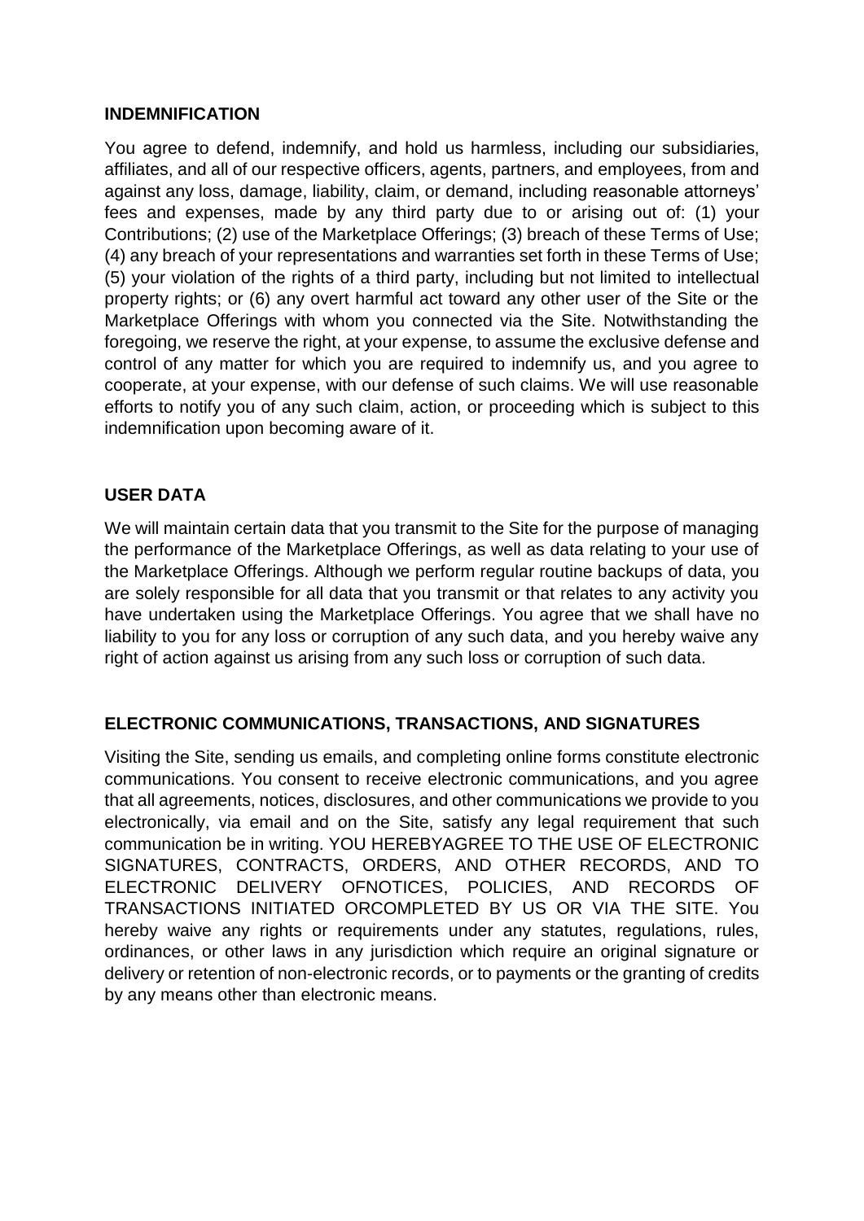## INDEMNIFICATION

You agree to defend, indemnify, and hold us harmless, including our subsidiaries, affiliates, and all of our respective officers, agents, partners, and employees, from and against any loss, damage, liability, claim, or demand, including reasonable attorneys' fees and expenses, made by any third party due to or arising out of: (1) your Contributions; (2) use of the Marketplace Offerings; (3) breach of these Terms of Use; (4) any breach of your representations and warranties set forth in these Terms of Use; (5) your violation of the rights of a third party, including but not limited to intellectual property rights; or (6) any overt harmful act toward any other user of the Site or the Marketplace Offerings with whom you connected via the Site. Notwithstanding the foregoing, we reserve the right, at your expense, to assume the exclusive defense and control of any matter for which you are required to indemnify us, and you agree to cooperate, at your expense, with our defense of such claims. We will use reasonable efforts to notify you of any such claim, action, or proceeding which is subject to this indemnification upon becoming aware of it.

## USER DATA

We will maintain certain data that you transmit to the Site for the purpose of managing the performance of the Marketplace Offerings, as well as data relating to your use of the Marketplace Offerings. Although we perform regular routine backups of data, you are solely responsible for all data that you transmit or that relates to any activity you have undertaken using the Marketplace Offerings. You agree that we shall have no liability to you for any loss or corruption of any such data, and you hereby waive any right of action against us arising from any such loss or corruption of such data.

## ELECTRONIC COMMUNICATIONS, TRANSACTIONS, AND SIGNATURES

Visiting the Site, sending us emails, and completing online forms constitute electronic communications. You consent to receive electronic communications, and you agree that all agreements, notices, disclosures, and other communications we provide to you electronically, via email and on the Site, satisfy any legal requirement that such communication be in writing. YOU HEREBYAGREE TO THE USE OF ELECTRONIC SIGNATURES, CONTRACTS, ORDERS, AND OTHER RECORDS, AND TO ELECTRONIC DELIVERY OFNOTICES, POLICIES, AND RECORDS OF TRANSACTIONS INITIATED ORCOMPLETED BY US OR VIA THE SITE. You hereby waive any rights or requirements under any statutes, regulations, rules, ordinances, or other laws in any jurisdiction which require an original signature or delivery or retention of non-electronic records, or to payments or the granting of credits by any means other than electronic means.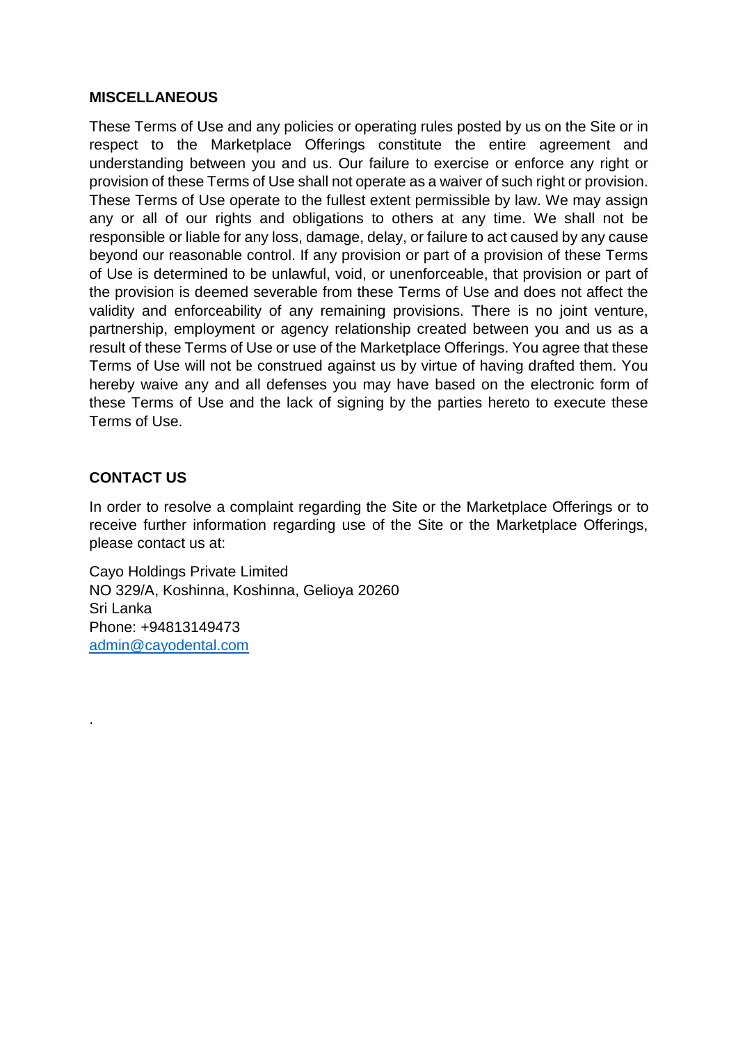## MISCELLANEOUS

These Terms of Use and any policies or operating rules posted by us on the Site or in respect to the Marketplace Offerings constitute the entire agreement and understanding between you and us. Our failure to exercise or enforce any right or provision of these Terms of Use shall not operate as a waiver of such right or provision. These Terms of Use operate to the fullest extent permissible by law. We may assign any or all of our rights and obligations to others at any time. We shall not be responsible or liable for any loss, damage, delay, or failure to act caused by any cause beyond our reasonable control. If any provision or part of a provision of these Terms of Use is determined to be unlawful, void, or unenforceable, that provision or part of the provision is deemed severable from these Terms of Use and does not affect the validity and enforceability of any remaining provisions. There is no joint venture, partnership, employment or agency relationship created between you and us as a result of these Terms of Use or use of the Marketplace Offerings. You agree that these Terms of Use will not be construed against us by virtue of having drafted them. You hereby waive any and all defenses you may have based on the electronic form of these Terms of Use and the lack of signing by the parties hereto to execute these Terms of Use.

## CONTACT US

In order to resolve a complaint regarding the Site or the Marketplace Offerings or to receive further information regarding use of the Site or the Marketplace Offerings, please contact us at:

Cayo Holdings Private Limited
NO 329/A, Koshinna, Koshinna, Gelioya 20260
Sri Lanka
Phone: +94813149473
admin@cayodental.com

.